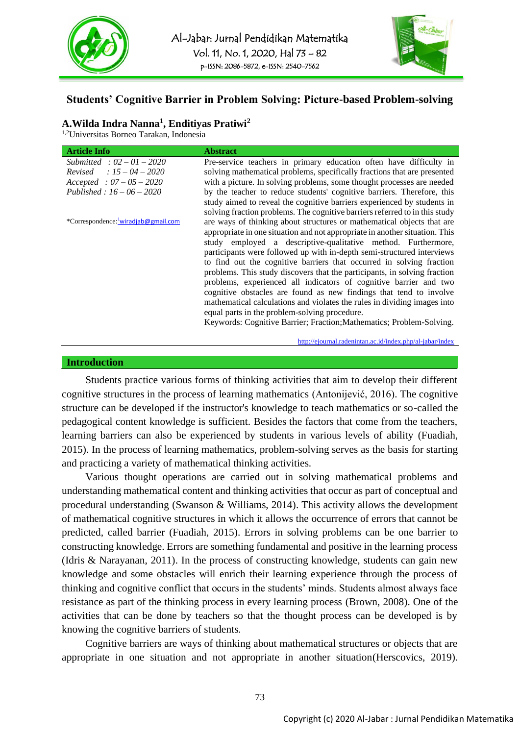# Students' Cognitive Barrier in Problem Solving: Picture-based Problem-solving

**A.Wilda Indra Nanna[1], Endityias Pratiwi[2]**

[1,2]Universitas Borneo Tarakan, Indonesia

| Article Info | Abstract |
|---|---|
| *Submitted : 02 – 01 – 2020*<br>*Revised : 15 – 04 – 2020*<br>*Accepted : 07 – 05 – 2020*<br>*Published : 16 – 06 – 2020*<br><br>*Correspondence:[1]wiradjab@gmail.com | Pre-service teachers in primary education often have difficulty in solving mathematical problems, specifically fractions that are presented with a picture. In solving problems, some thought processes are needed by the teacher to reduce students' cognitive barriers. Therefore, this study aimed to reveal the cognitive barriers experienced by students in solving fraction problems. The cognitive barriers referred to in this study are ways of thinking about structures or mathematical objects that are appropriate in one situation and not appropriate in another situation. This study employed a descriptive-qualitative method. Furthermore, participants were followed up with in-depth semi-structured interviews to find out the cognitive barriers that occurred in solving fraction problems. This study discovers that the participants, in solving fraction problems, experienced all indicators of cognitive barrier and two cognitive obstacles are found as new findings that tend to involve mathematical calculations and violates the rules in dividing images into equal parts in the problem-solving procedure.<br>Keywords: Cognitive Barrier; Fraction;Mathematics; Problem-Solving. |

http://ejournal.radenintan.ac.id/index.php/al-jabar/index

## Introduction

Students practice various forms of thinking activities that aim to develop their different cognitive structures in the process of learning mathematics (Antonijević, 2016). The cognitive structure can be developed if the instructor's knowledge to teach mathematics or so-called the pedagogical content knowledge is sufficient. Besides the factors that come from the teachers, learning barriers can also be experienced by students in various levels of ability (Fuadiah, 2015). In the process of learning mathematics, problem-solving serves as the basis for starting and practicing a variety of mathematical thinking activities.

Various thought operations are carried out in solving mathematical problems and understanding mathematical content and thinking activities that occur as part of conceptual and procedural understanding (Swanson & Williams, 2014). This activity allows the development of mathematical cognitive structures in which it allows the occurrence of errors that cannot be predicted, called barrier (Fuadiah, 2015). Errors in solving problems can be one barrier to constructing knowledge. Errors are something fundamental and positive in the learning process (Idris & Narayanan, 2011). In the process of constructing knowledge, students can gain new knowledge and some obstacles will enrich their learning experience through the process of thinking and cognitive conflict that occurs in the students' minds. Students almost always face resistance as part of the thinking process in every learning process (Brown, 2008). One of the activities that can be done by teachers so that the thought process can be developed is by knowing the cognitive barriers of students.

Cognitive barriers are ways of thinking about mathematical structures or objects that are appropriate in one situation and not appropriate in another situation(Herscovics, 2019).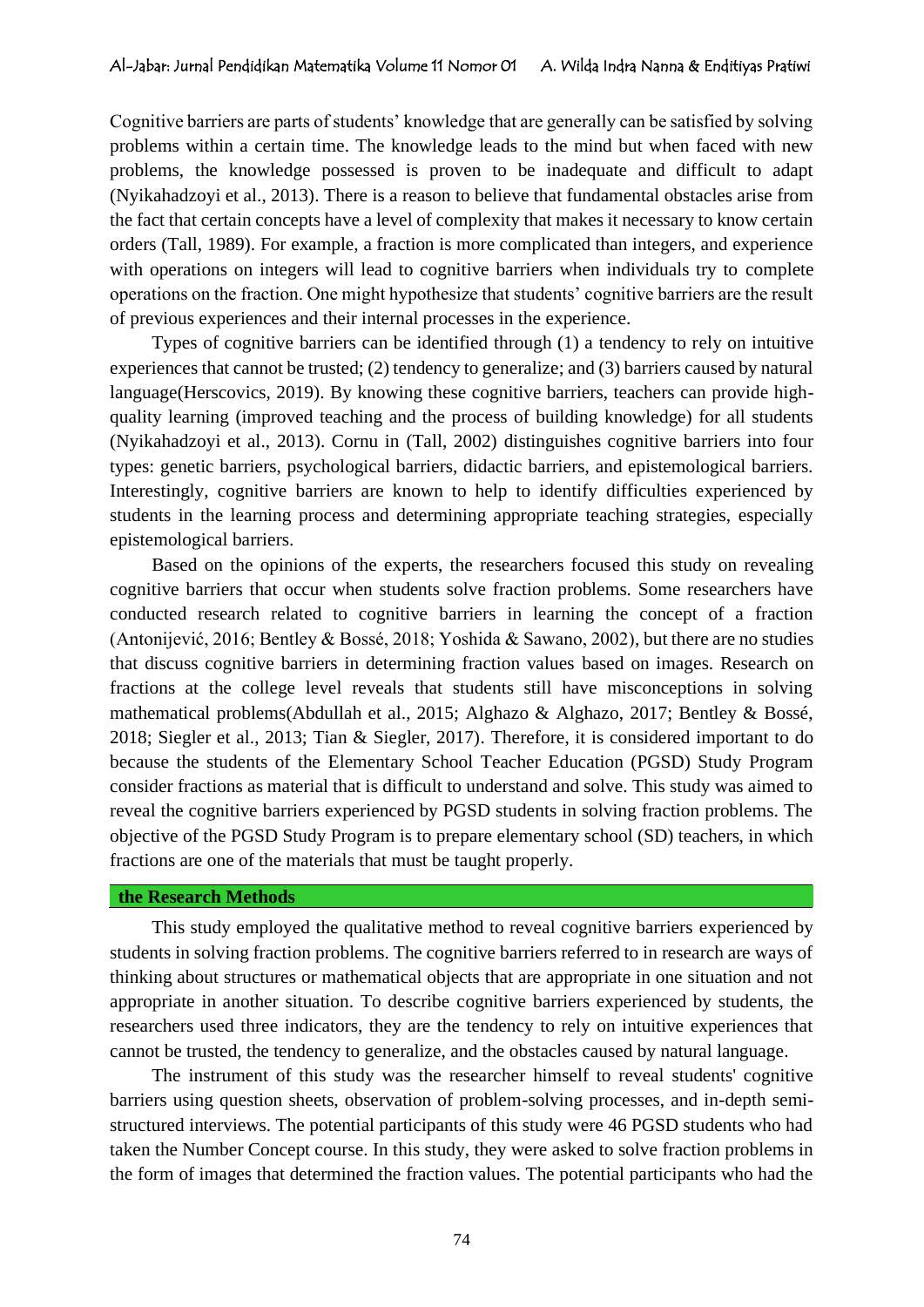Cognitive barriers are parts of students' knowledge that are generally can be satisfied by solving problems within a certain time. The knowledge leads to the mind but when faced with new problems, the knowledge possessed is proven to be inadequate and difficult to adapt (Nyikahadzoyi et al., 2013). There is a reason to believe that fundamental obstacles arise from the fact that certain concepts have a level of complexity that makes it necessary to know certain orders (Tall, 1989). For example, a fraction is more complicated than integers, and experience with operations on integers will lead to cognitive barriers when individuals try to complete operations on the fraction. One might hypothesize that students' cognitive barriers are the result of previous experiences and their internal processes in the experience.

Types of cognitive barriers can be identified through (1) a tendency to rely on intuitive experiences that cannot be trusted; (2) tendency to generalize; and (3) barriers caused by natural language(Herscovics, 2019). By knowing these cognitive barriers, teachers can provide high-quality learning (improved teaching and the process of building knowledge) for all students (Nyikahadzoyi et al., 2013). Cornu in (Tall, 2002) distinguishes cognitive barriers into four types: genetic barriers, psychological barriers, didactic barriers, and epistemological barriers. Interestingly, cognitive barriers are known to help to identify difficulties experienced by students in the learning process and determining appropriate teaching strategies, especially epistemological barriers.

Based on the opinions of the experts, the researchers focused this study on revealing cognitive barriers that occur when students solve fraction problems. Some researchers have conducted research related to cognitive barriers in learning the concept of a fraction (Antonijević, 2016; Bentley & Bossé, 2018; Yoshida & Sawano, 2002), but there are no studies that discuss cognitive barriers in determining fraction values based on images. Research on fractions at the college level reveals that students still have misconceptions in solving mathematical problems(Abdullah et al., 2015; Alghazo & Alghazo, 2017; Bentley & Bossé, 2018; Siegler et al., 2013; Tian & Siegler, 2017). Therefore, it is considered important to do because the students of the Elementary School Teacher Education (PGSD) Study Program consider fractions as material that is difficult to understand and solve. This study was aimed to reveal the cognitive barriers experienced by PGSD students in solving fraction problems. The objective of the PGSD Study Program is to prepare elementary school (SD) teachers, in which fractions are one of the materials that must be taught properly.

## the Research Methods

This study employed the qualitative method to reveal cognitive barriers experienced by students in solving fraction problems. The cognitive barriers referred to in research are ways of thinking about structures or mathematical objects that are appropriate in one situation and not appropriate in another situation. To describe cognitive barriers experienced by students, the researchers used three indicators, they are the tendency to rely on intuitive experiences that cannot be trusted, the tendency to generalize, and the obstacles caused by natural language.

The instrument of this study was the researcher himself to reveal students' cognitive barriers using question sheets, observation of problem-solving processes, and in-depth semi-structured interviews. The potential participants of this study were 46 PGSD students who had taken the Number Concept course. In this study, they were asked to solve fraction problems in the form of images that determined the fraction values. The potential participants who had the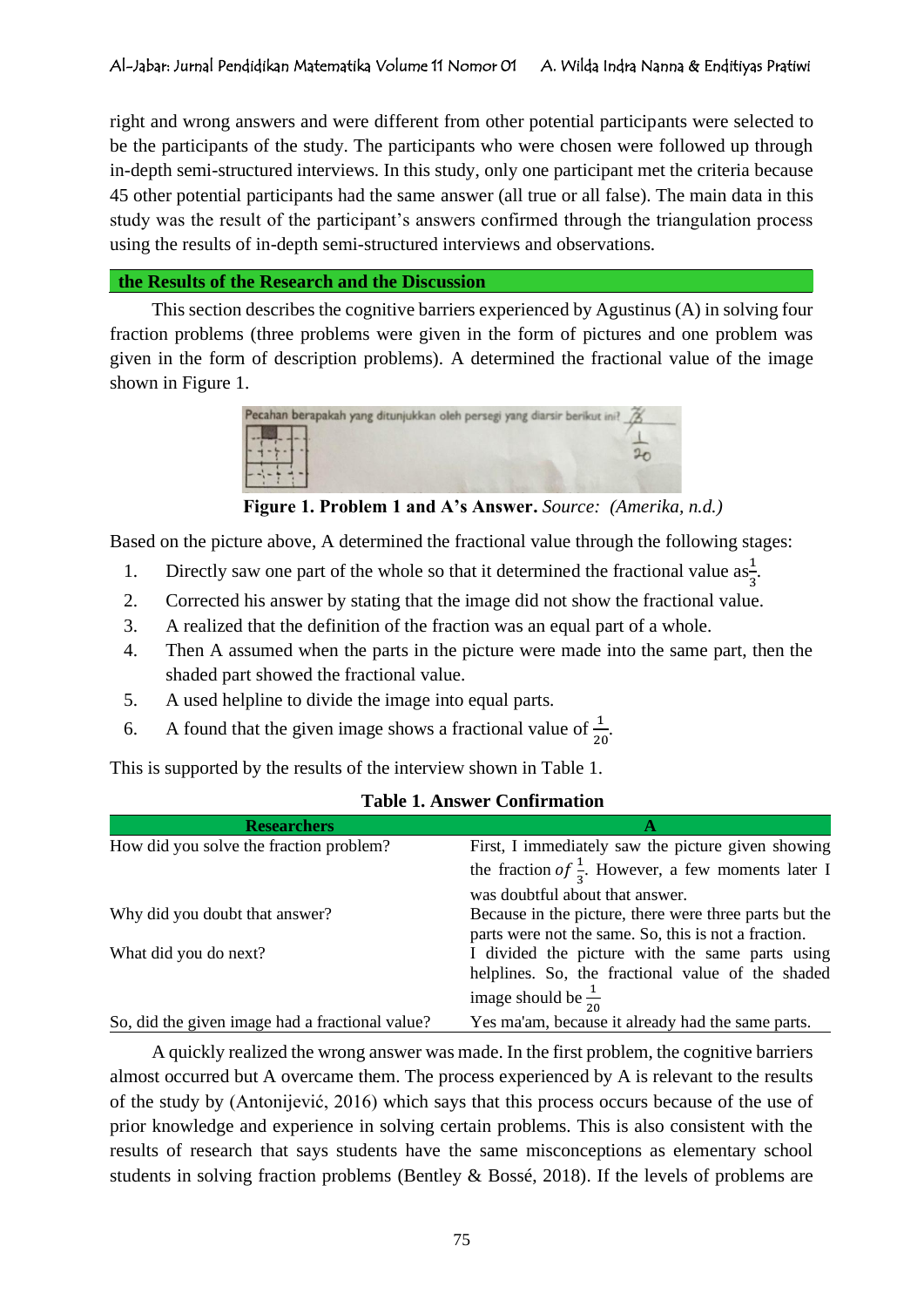right and wrong answers and were different from other potential participants were selected to be the participants of the study. The participants who were chosen were followed up through in-depth semi-structured interviews. In this study, only one participant met the criteria because 45 other potential participants had the same answer (all true or all false). The main data in this study was the result of the participant's answers confirmed through the triangulation process using the results of in-depth semi-structured interviews and observations.

## the Results of the Research and the Discussion

This section describes the cognitive barriers experienced by Agustinus (A) in solving four fraction problems (three problems were given in the form of pictures and one problem was given in the form of description problems). A determined the fractional value of the image shown in Figure 1.

**Figure 1. Problem 1 and A's Answer.** *Source: (Amerika, n.d.)*

Based on the picture above, A determined the fractional value through the following stages:

1. Directly saw one part of the whole so that it determined the fractional value as $\frac{1}{3}$.
2. Corrected his answer by stating that the image did not show the fractional value.
3. A realized that the definition of the fraction was an equal part of a whole.
4. Then A assumed when the parts in the picture were made into the same part, then the shaded part showed the fractional value.
5. A used helpline to divide the image into equal parts.
6. A found that the given image shows a fractional value of $\frac{1}{20}$.

This is supported by the results of the interview shown in Table 1.

**Table 1. Answer Confirmation**

| Researchers | A |
|---|---|
| How did you solve the fraction problem? | First, I immediately saw the picture given showing the fraction *of* $\frac{1}{3}$. However, a few moments later I was doubtful about that answer. |
| Why did you doubt that answer? | Because in the picture, there were three parts but the parts were not the same. So, this is not a fraction. |
| What did you do next? | I divided the picture with the same parts using helplines. So, the fractional value of the shaded image should be $\frac{1}{20}$ |
| So, did the given image had a fractional value? | Yes ma'am, because it already had the same parts. |

A quickly realized the wrong answer was made. In the first problem, the cognitive barriers almost occurred but A overcame them. The process experienced by A is relevant to the results of the study by (Antonijević, 2016) which says that this process occurs because of the use of prior knowledge and experience in solving certain problems. This is also consistent with the results of research that says students have the same misconceptions as elementary school students in solving fraction problems (Bentley & Bossé, 2018). If the levels of problems are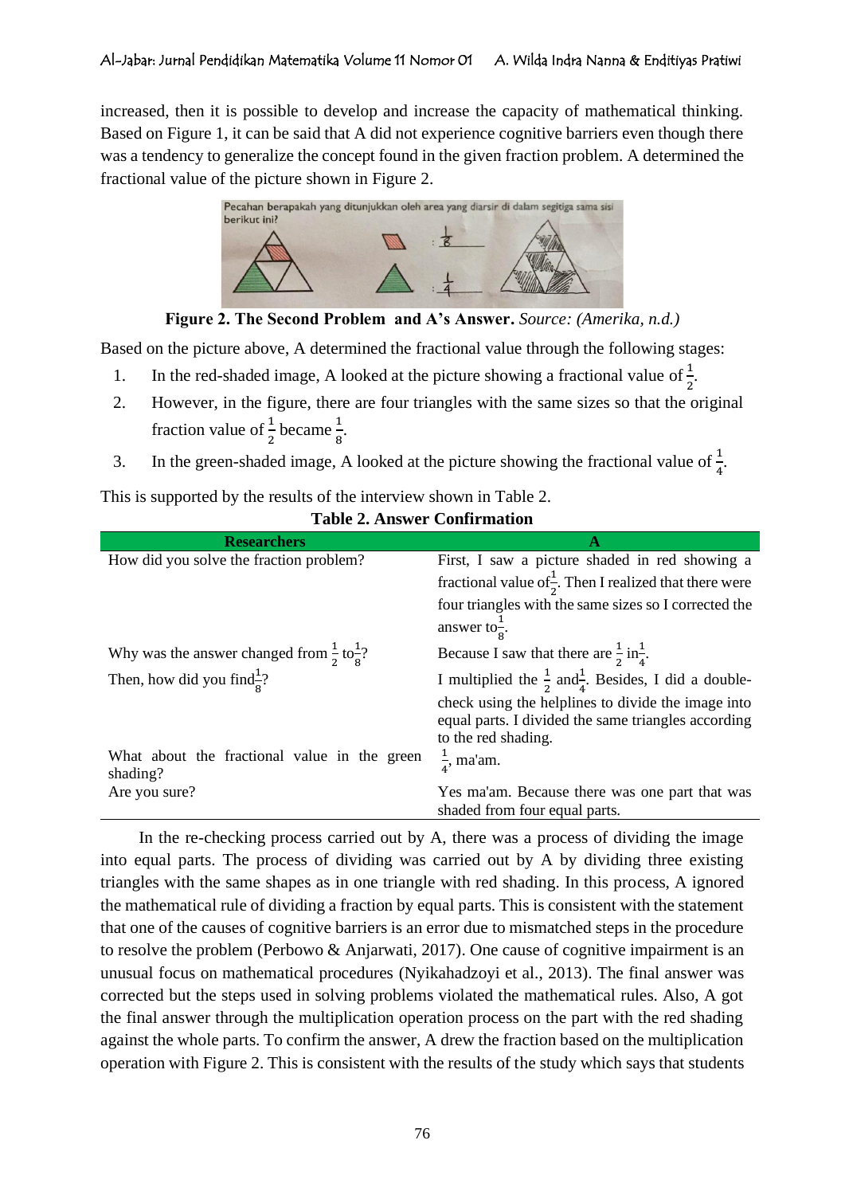increased, then it is possible to develop and increase the capacity of mathematical thinking. Based on Figure 1, it can be said that A did not experience cognitive barriers even though there was a tendency to generalize the concept found in the given fraction problem. A determined the fractional value of the picture shown in Figure 2.

**Figure 2. The Second Problem and A's Answer.** *Source: (Amerika, n.d.)*

Based on the picture above, A determined the fractional value through the following stages:

1. In the red-shaded image, A looked at the picture showing a fractional value of $\frac{1}{2}$.
2. However, in the figure, there are four triangles with the same sizes so that the original fraction value of $\frac{1}{2}$ became $\frac{1}{8}$.
3. In the green-shaded image, A looked at the picture showing the fractional value of $\frac{1}{4}$.

This is supported by the results of the interview shown in Table 2.

**Table 2. Answer Confirmation**

| Researchers | A |
|---|---|
| How did you solve the fraction problem? | First, I saw a picture shaded in red showing a fractional value of $\frac{1}{2}$. Then I realized that there were four triangles with the same sizes so I corrected the answer to $\frac{1}{8}$. |
| Why was the answer changed from $\frac{1}{2}$ to $\frac{1}{8}$? | Because I saw that there are $\frac{1}{2}$ in $\frac{1}{4}$. |
| Then, how did you find $\frac{1}{8}$? | I multiplied the $\frac{1}{2}$ and $\frac{1}{4}$. Besides, I did a double-check using the helplines to divide the image into equal parts. I divided the same triangles according to the red shading. |
| What about the fractional value in the green shading? | $\frac{1}{4}$, ma'am. |
| Are you sure? | Yes ma'am. Because there was one part that was shaded from four equal parts. |

In the re-checking process carried out by A, there was a process of dividing the image into equal parts. The process of dividing was carried out by A by dividing three existing triangles with the same shapes as in one triangle with red shading. In this process, A ignored the mathematical rule of dividing a fraction by equal parts. This is consistent with the statement that one of the causes of cognitive barriers is an error due to mismatched steps in the procedure to resolve the problem (Perbowo & Anjarwati, 2017). One cause of cognitive impairment is an unusual focus on mathematical procedures (Nyikahadzoyi et al., 2013). The final answer was corrected but the steps used in solving problems violated the mathematical rules. Also, A got the final answer through the multiplication operation process on the part with the red shading against the whole parts. To confirm the answer, A drew the fraction based on the multiplication operation with Figure 2. This is consistent with the results of the study which says that students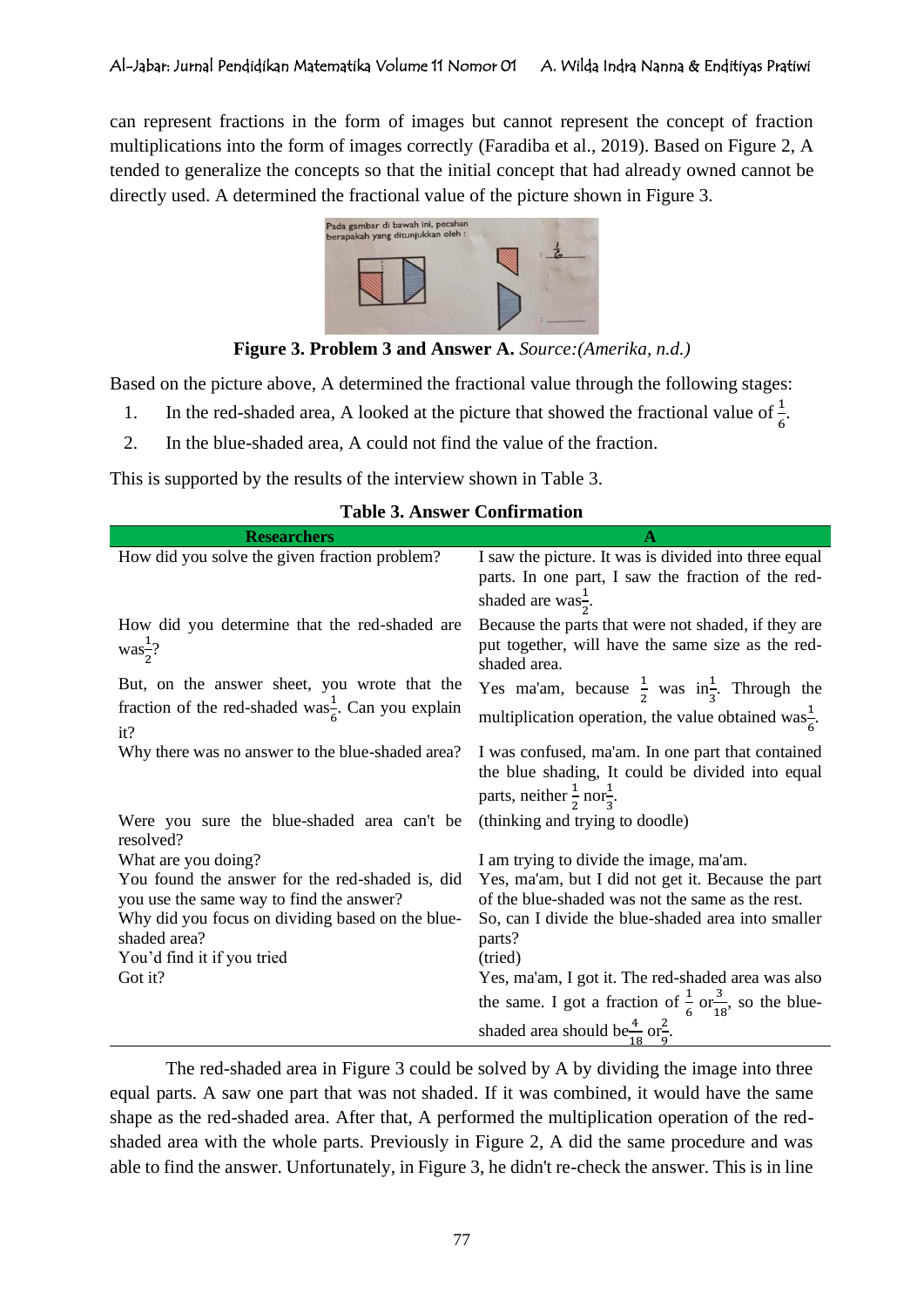can represent fractions in the form of images but cannot represent the concept of fraction multiplications into the form of images correctly (Faradiba et al., 2019). Based on Figure 2, A tended to generalize the concepts so that the initial concept that had already owned cannot be directly used. A determined the fractional value of the picture shown in Figure 3.

**Figure 3. Problem 3 and Answer A.** *Source:(Amerika, n.d.)*

Based on the picture above, A determined the fractional value through the following stages:

1. In the red-shaded area, A looked at the picture that showed the fractional value of $\frac{1}{6}$.
2. In the blue-shaded area, A could not find the value of the fraction.

This is supported by the results of the interview shown in Table 3.

**Table 3. Answer Confirmation**

| Researchers | A |
|---|---|
| How did you solve the given fraction problem? | I saw the picture. It was is divided into three equal parts. In one part, I saw the fraction of the red-shaded are was $\frac{1}{2}$. |
| How did you determine that the red-shaded are was $\frac{1}{2}$? | Because the parts that were not shaded, if they are put together, will have the same size as the red-shaded area. |
| But, on the answer sheet, you wrote that the fraction of the red-shaded was $\frac{1}{6}$. Can you explain it? | Yes ma'am, because $\frac{1}{2}$ was in $\frac{1}{3}$. Through the multiplication operation, the value obtained was $\frac{1}{6}$. |
| Why there was no answer to the blue-shaded area? | I was confused, ma'am. In one part that contained the blue shading, It could be divided into equal parts, neither $\frac{1}{2}$ nor $\frac{1}{3}$. |
| Were you sure the blue-shaded area can't be resolved? | (thinking and trying to doodle) |
| What are you doing? | I am trying to divide the image, ma'am. |
| You found the answer for the red-shaded is, did you use the same way to find the answer? | Yes, ma'am, but I did not get it. Because the part of the blue-shaded was not the same as the rest. |
| Why did you focus on dividing based on the blue-shaded area? | So, can I divide the blue-shaded area into smaller parts? |
| You'd find it if you tried | (tried) |
| Got it? | Yes, ma'am, I got it. The red-shaded area was also the same. I got a fraction of $\frac{1}{6}$ or $\frac{3}{18}$, so the blue-shaded area should be $\frac{4}{18}$ or $\frac{2}{9}$. |

The red-shaded area in Figure 3 could be solved by A by dividing the image into three equal parts. A saw one part that was not shaded. If it was combined, it would have the same shape as the red-shaded area. After that, A performed the multiplication operation of the red-shaded area with the whole parts. Previously in Figure 2, A did the same procedure and was able to find the answer. Unfortunately, in Figure 3, he didn't re-check the answer. This is in line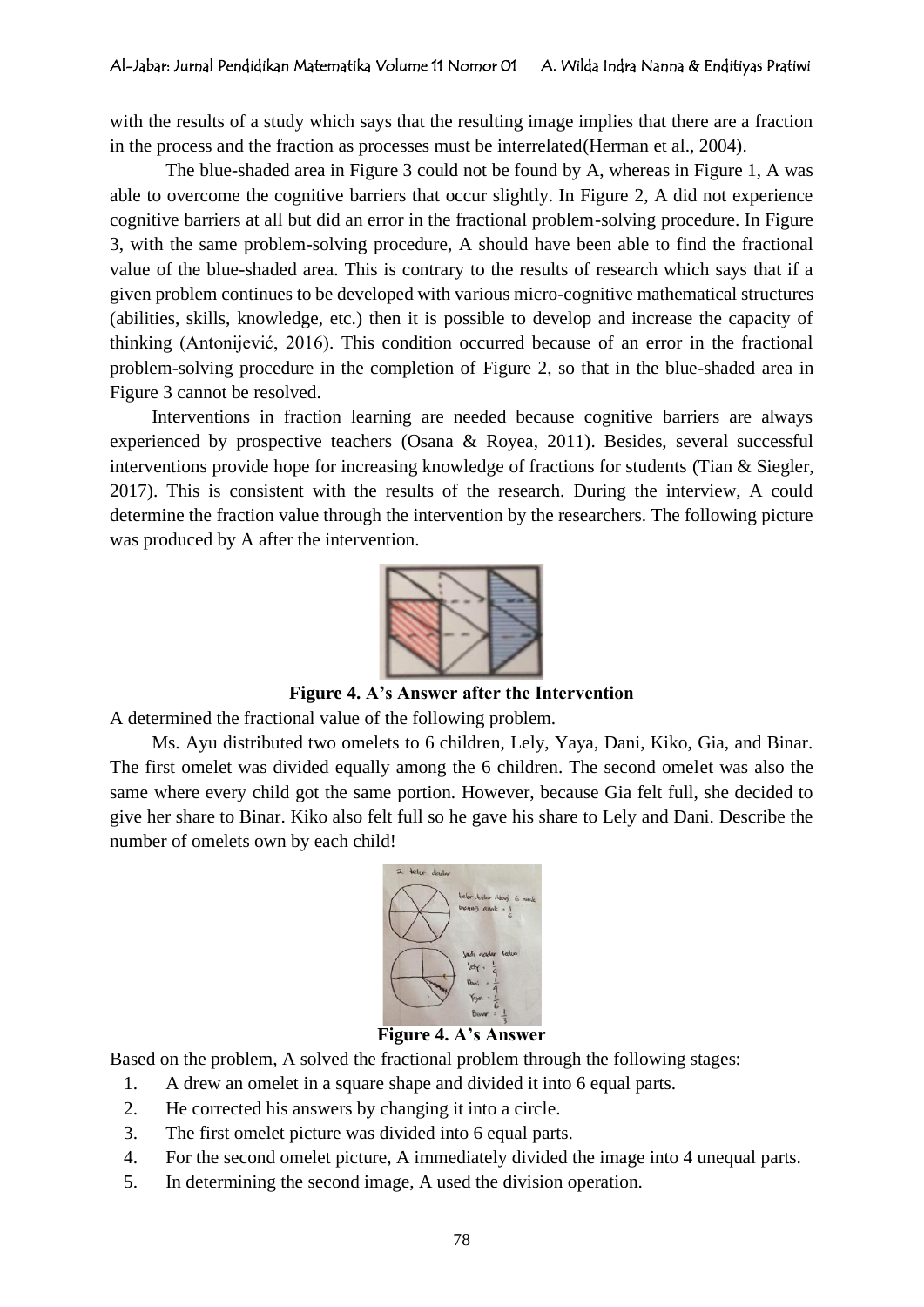with the results of a study which says that the resulting image implies that there are a fraction in the process and the fraction as processes must be interrelated(Herman et al., 2004).

The blue-shaded area in Figure 3 could not be found by A, whereas in Figure 1, A was able to overcome the cognitive barriers that occur slightly. In Figure 2, A did not experience cognitive barriers at all but did an error in the fractional problem-solving procedure. In Figure 3, with the same problem-solving procedure, A should have been able to find the fractional value of the blue-shaded area. This is contrary to the results of research which says that if a given problem continues to be developed with various micro-cognitive mathematical structures (abilities, skills, knowledge, etc.) then it is possible to develop and increase the capacity of thinking (Antonijević, 2016). This condition occurred because of an error in the fractional problem-solving procedure in the completion of Figure 2, so that in the blue-shaded area in Figure 3 cannot be resolved.

Interventions in fraction learning are needed because cognitive barriers are always experienced by prospective teachers (Osana & Royea, 2011). Besides, several successful interventions provide hope for increasing knowledge of fractions for students (Tian & Siegler, 2017). This is consistent with the results of the research. During the interview, A could determine the fraction value through the intervention by the researchers. The following picture was produced by A after the intervention.

**Figure 4. A's Answer after the Intervention**

A determined the fractional value of the following problem.

Ms. Ayu distributed two omelets to 6 children, Lely, Yaya, Dani, Kiko, Gia, and Binar. The first omelet was divided equally among the 6 children. The second omelet was also the same where every child got the same portion. However, because Gia felt full, she decided to give her share to Binar. Kiko also felt full so he gave his share to Lely and Dani. Describe the number of omelets own by each child!

**Figure 4. A's Answer**

Based on the problem, A solved the fractional problem through the following stages:

1. A drew an omelet in a square shape and divided it into 6 equal parts.
2. He corrected his answers by changing it into a circle.
3. The first omelet picture was divided into 6 equal parts.
4. For the second omelet picture, A immediately divided the image into 4 unequal parts.
5. In determining the second image, A used the division operation.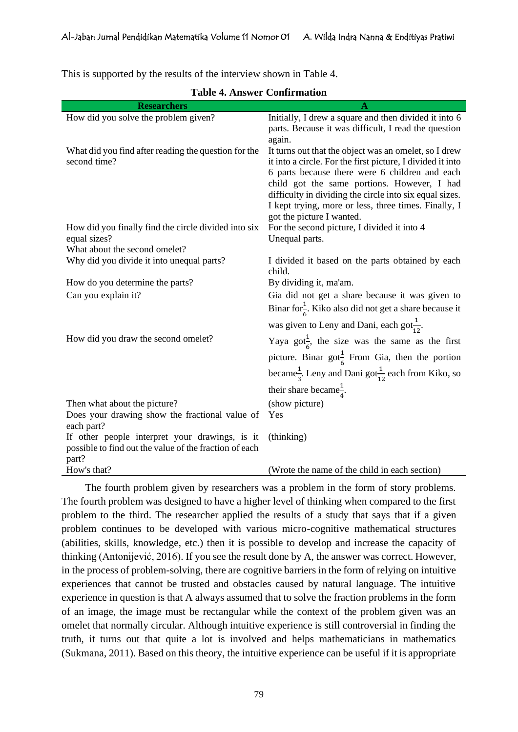This is supported by the results of the interview shown in Table 4.

**Table 4. Answer Confirmation**

| Researchers | A |
| --- | --- |
| How did you solve the problem given? | Initially, I drew a square and then divided it into 6 parts. Because it was difficult, I read the question again. |
| What did you find after reading the question for the second time? | It turns out that the object was an omelet, so I drew it into a circle. For the first picture, I divided it into 6 parts because there were 6 children and each child got the same portions. However, I had difficulty in dividing the circle into six equal sizes. I kept trying, more or less, three times. Finally, I got the picture I wanted. |
| How did you finally find the circle divided into six equal sizes? What about the second omelet? | For the second picture, I divided it into 4 Unequal parts. |
| Why did you divide it into unequal parts? | I divided it based on the parts obtained by each child. |
| How do you determine the parts? | By dividing it, ma'am. |
| Can you explain it? | Gia did not get a share because it was given to Binar for $\frac{1}{6}$. Kiko also did not get a share because it was given to Leny and Dani, each got $\frac{1}{12}$. |
| How did you draw the second omelet? | Yaya got $\frac{1}{6}$, the size was the same as the first picture. Binar got $\frac{1}{6}$ From Gia, then the portion became $\frac{1}{3}$. Leny and Dani got $\frac{1}{12}$ each from Kiko, so their share became $\frac{1}{4}$. |
| Then what about the picture? | (show picture) |
| Does your drawing show the fractional value of each part? | Yes |
| If other people interpret your drawings, is it possible to find out the value of the fraction of each part? | (thinking) |
| How's that? | (Wrote the name of the child in each section) |

The fourth problem given by researchers was a problem in the form of story problems. The fourth problem was designed to have a higher level of thinking when compared to the first problem to the third. The researcher applied the results of a study that says that if a given problem continues to be developed with various micro-cognitive mathematical structures (abilities, skills, knowledge, etc.) then it is possible to develop and increase the capacity of thinking (Antonijević, 2016). If you see the result done by A, the answer was correct. However, in the process of problem-solving, there are cognitive barriers in the form of relying on intuitive experiences that cannot be trusted and obstacles caused by natural language. The intuitive experience in question is that A always assumed that to solve the fraction problems in the form of an image, the image must be rectangular while the context of the problem given was an omelet that normally circular. Although intuitive experience is still controversial in finding the truth, it turns out that quite a lot is involved and helps mathematicians in mathematics (Sukmana, 2011). Based on this theory, the intuitive experience can be useful if it is appropriate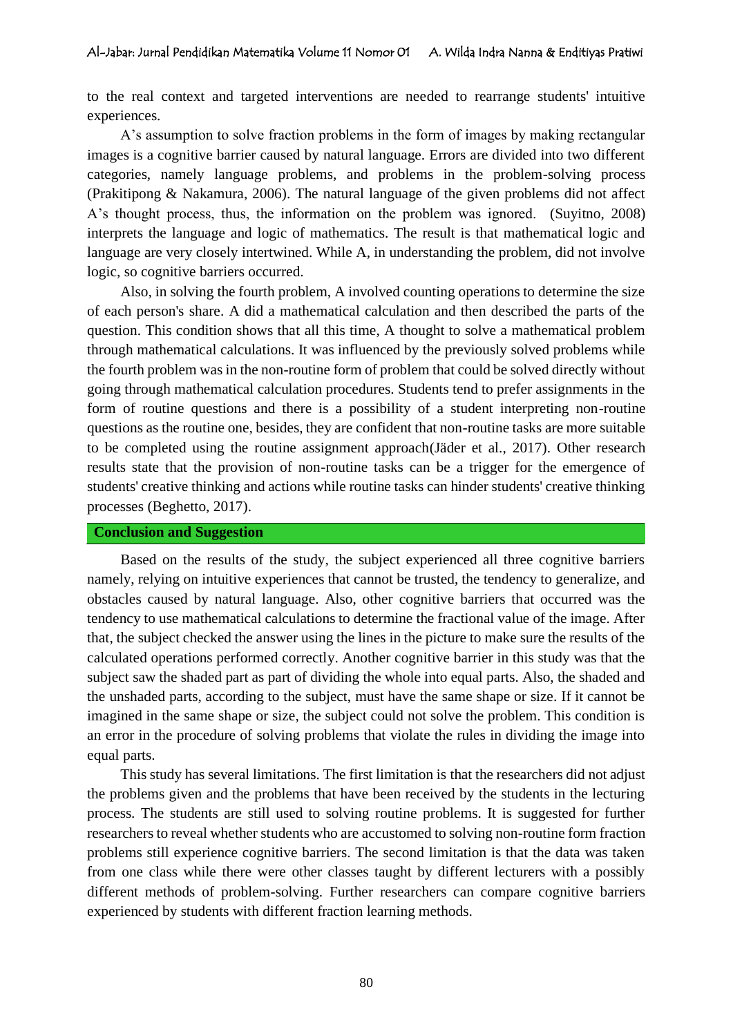to the real context and targeted interventions are needed to rearrange students' intuitive experiences.

A's assumption to solve fraction problems in the form of images by making rectangular images is a cognitive barrier caused by natural language. Errors are divided into two different categories, namely language problems, and problems in the problem-solving process (Prakitipong & Nakamura, 2006). The natural language of the given problems did not affect A's thought process, thus, the information on the problem was ignored. (Suyitno, 2008) interprets the language and logic of mathematics. The result is that mathematical logic and language are very closely intertwined. While A, in understanding the problem, did not involve logic, so cognitive barriers occurred.

Also, in solving the fourth problem, A involved counting operations to determine the size of each person's share. A did a mathematical calculation and then described the parts of the question. This condition shows that all this time, A thought to solve a mathematical problem through mathematical calculations. It was influenced by the previously solved problems while the fourth problem was in the non-routine form of problem that could be solved directly without going through mathematical calculation procedures. Students tend to prefer assignments in the form of routine questions and there is a possibility of a student interpreting non-routine questions as the routine one, besides, they are confident that non-routine tasks are more suitable to be completed using the routine assignment approach(Jäder et al., 2017). Other research results state that the provision of non-routine tasks can be a trigger for the emergence of students' creative thinking and actions while routine tasks can hinder students' creative thinking processes (Beghetto, 2017).

## Conclusion and Suggestion

Based on the results of the study, the subject experienced all three cognitive barriers namely, relying on intuitive experiences that cannot be trusted, the tendency to generalize, and obstacles caused by natural language. Also, other cognitive barriers that occurred was the tendency to use mathematical calculations to determine the fractional value of the image. After that, the subject checked the answer using the lines in the picture to make sure the results of the calculated operations performed correctly. Another cognitive barrier in this study was that the subject saw the shaded part as part of dividing the whole into equal parts. Also, the shaded and the unshaded parts, according to the subject, must have the same shape or size. If it cannot be imagined in the same shape or size, the subject could not solve the problem. This condition is an error in the procedure of solving problems that violate the rules in dividing the image into equal parts.

This study has several limitations. The first limitation is that the researchers did not adjust the problems given and the problems that have been received by the students in the lecturing process. The students are still used to solving routine problems. It is suggested for further researchers to reveal whether students who are accustomed to solving non-routine form fraction problems still experience cognitive barriers. The second limitation is that the data was taken from one class while there were other classes taught by different lecturers with a possibly different methods of problem-solving. Further researchers can compare cognitive barriers experienced by students with different fraction learning methods.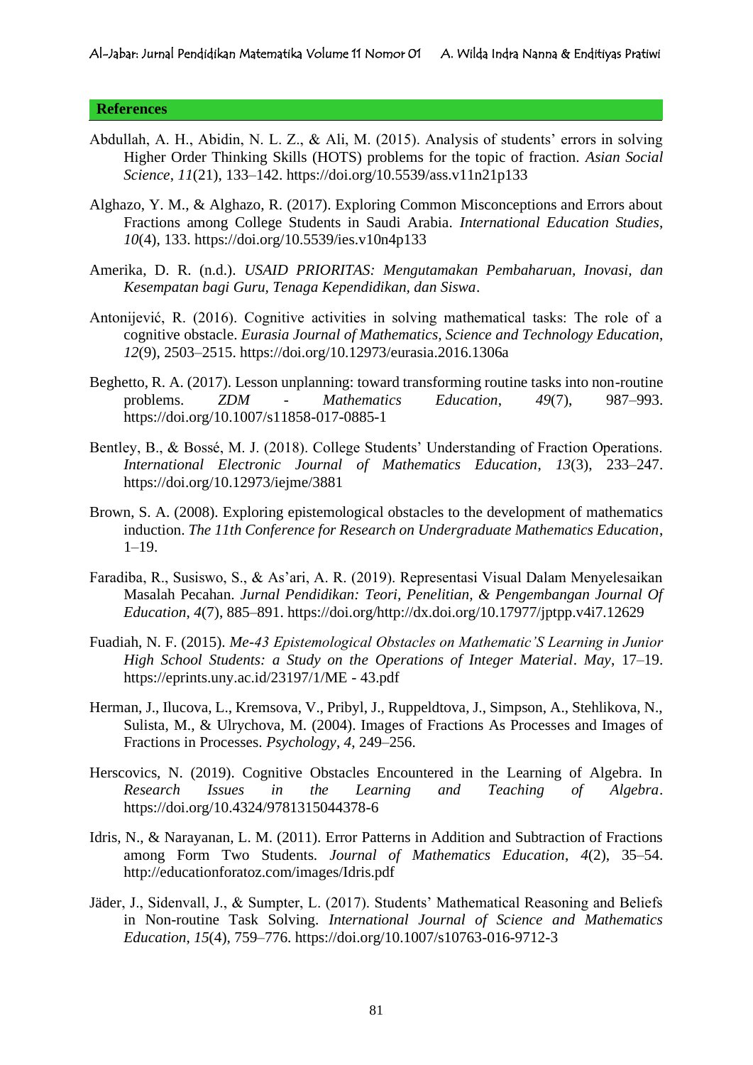## References

Abdullah, A. H., Abidin, N. L. Z., & Ali, M. (2015). Analysis of students' errors in solving Higher Order Thinking Skills (HOTS) problems for the topic of fraction. *Asian Social Science*, *11*(21), 133–142. https://doi.org/10.5539/ass.v11n21p133

Alghazo, Y. M., & Alghazo, R. (2017). Exploring Common Misconceptions and Errors about Fractions among College Students in Saudi Arabia. *International Education Studies*, *10*(4), 133. https://doi.org/10.5539/ies.v10n4p133

Amerika, D. R. (n.d.). *USAID PRIORITAS: Mengutamakan Pembaharuan, Inovasi, dan Kesempatan bagi Guru, Tenaga Kependidikan, dan Siswa*.

Antonijević, R. (2016). Cognitive activities in solving mathematical tasks: The role of a cognitive obstacle. *Eurasia Journal of Mathematics, Science and Technology Education*, *12*(9), 2503–2515. https://doi.org/10.12973/eurasia.2016.1306a

Beghetto, R. A. (2017). Lesson unplanning: toward transforming routine tasks into non-routine problems. *ZDM - Mathematics Education*, *49*(7), 987–993. https://doi.org/10.1007/s11858-017-0885-1

Bentley, B., & Bossé, M. J. (2018). College Students' Understanding of Fraction Operations. *International Electronic Journal of Mathematics Education*, *13*(3), 233–247. https://doi.org/10.12973/iejme/3881

Brown, S. A. (2008). Exploring epistemological obstacles to the development of mathematics induction. *The 11th Conference for Research on Undergraduate Mathematics Education*, 1–19.

Faradiba, R., Susiswo, S., & As'ari, A. R. (2019). Representasi Visual Dalam Menyelesaikan Masalah Pecahan. *Jurnal Pendidikan: Teori, Penelitian, & Pengembangan Journal Of Education*, *4*(7), 885–891. https://doi.org/http://dx.doi.org/10.17977/jptpp.v4i7.12629

Fuadiah, N. F. (2015). *Me-43 Epistemological Obstacles on Mathematic'S Learning in Junior High School Students: a Study on the Operations of Integer Material*. *May*, 17–19. https://eprints.uny.ac.id/23197/1/ME - 43.pdf

Herman, J., Ilucova, L., Kremsova, V., Pribyl, J., Ruppeldtova, J., Simpson, A., Stehlikova, N., Sulista, M., & Ulrychova, M. (2004). Images of Fractions As Processes and Images of Fractions in Processes. *Psychology*, *4*, 249–256.

Herscovics, N. (2019). Cognitive Obstacles Encountered in the Learning of Algebra. In *Research Issues in the Learning and Teaching of Algebra*. https://doi.org/10.4324/9781315044378-6

Idris, N., & Narayanan, L. M. (2011). Error Patterns in Addition and Subtraction of Fractions among Form Two Students. *Journal of Mathematics Education*, *4*(2), 35–54. http://educationforatoz.com/images/Idris.pdf

Jäder, J., Sidenvall, J., & Sumpter, L. (2017). Students' Mathematical Reasoning and Beliefs in Non-routine Task Solving. *International Journal of Science and Mathematics Education*, *15*(4), 759–776. https://doi.org/10.1007/s10763-016-9712-3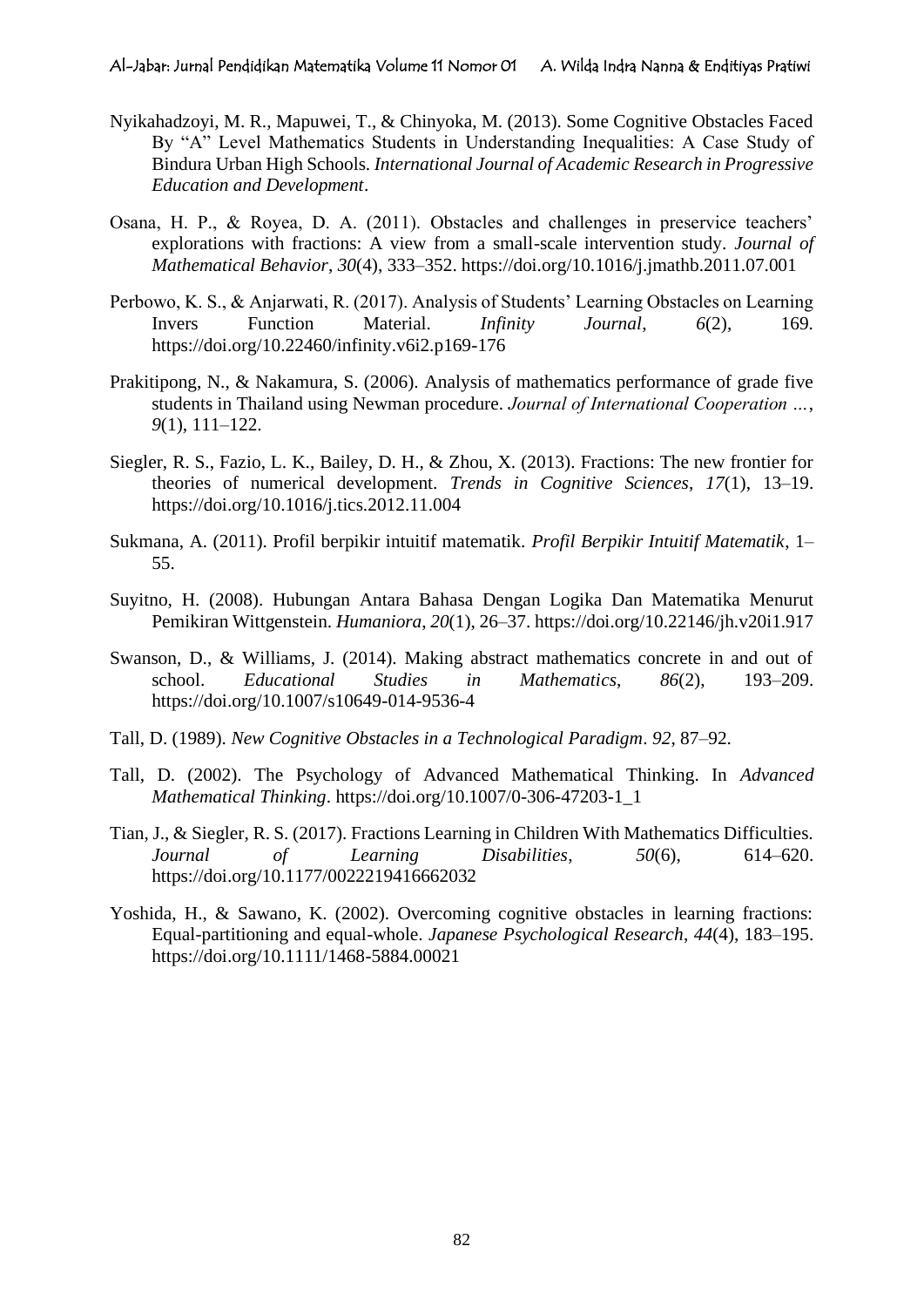Nyikahadzoyi, M. R., Mapuwei, T., & Chinyoka, M. (2013). Some Cognitive Obstacles Faced By "A" Level Mathematics Students in Understanding Inequalities: A Case Study of Bindura Urban High Schools. *International Journal of Academic Research in Progressive Education and Development*.

Osana, H. P., & Royea, D. A. (2011). Obstacles and challenges in preservice teachers' explorations with fractions: A view from a small-scale intervention study. *Journal of Mathematical Behavior*, *30*(4), 333–352. https://doi.org/10.1016/j.jmathb.2011.07.001

Perbowo, K. S., & Anjarwati, R. (2017). Analysis of Students' Learning Obstacles on Learning Invers Function Material. *Infinity Journal*, *6*(2), 169. https://doi.org/10.22460/infinity.v6i2.p169-176

Prakitipong, N., & Nakamura, S. (2006). Analysis of mathematics performance of grade five students in Thailand using Newman procedure. *Journal of International Cooperation …*, *9*(1), 111–122.

Siegler, R. S., Fazio, L. K., Bailey, D. H., & Zhou, X. (2013). Fractions: The new frontier for theories of numerical development. *Trends in Cognitive Sciences*, *17*(1), 13–19. https://doi.org/10.1016/j.tics.2012.11.004

Sukmana, A. (2011). Profil berpikir intuitif matematik. *Profil Berpikir Intuitif Matematik*, 1–55.

Suyitno, H. (2008). Hubungan Antara Bahasa Dengan Logika Dan Matematika Menurut Pemikiran Wittgenstein. *Humaniora*, *20*(1), 26–37. https://doi.org/10.22146/jh.v20i1.917

Swanson, D., & Williams, J. (2014). Making abstract mathematics concrete in and out of school. *Educational Studies in Mathematics*, *86*(2), 193–209. https://doi.org/10.1007/s10649-014-9536-4

Tall, D. (1989). *New Cognitive Obstacles in a Technological Paradigm*. *92*, 87–92.

Tall, D. (2002). The Psychology of Advanced Mathematical Thinking. In *Advanced Mathematical Thinking*. https://doi.org/10.1007/0-306-47203-1_1

Tian, J., & Siegler, R. S. (2017). Fractions Learning in Children With Mathematics Difficulties. *Journal of Learning Disabilities*, *50*(6), 614–620. https://doi.org/10.1177/0022219416662032

Yoshida, H., & Sawano, K. (2002). Overcoming cognitive obstacles in learning fractions: Equal-partitioning and equal-whole. *Japanese Psychological Research*, *44*(4), 183–195. https://doi.org/10.1111/1468-5884.00021